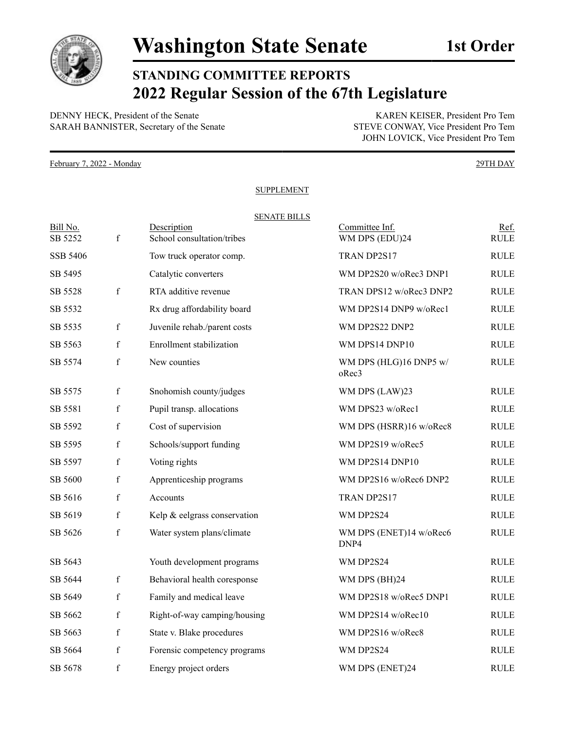# Washington State Senate

**1st Order**

## STANDING COMMITTEE REPORTS

## 2022 Regular Session of the 67th Legislature

DENNY HECK, President of the Senate
SARAH BANNISTER, Secretary of the Senate

KAREN KEISER, President Pro Tem
STEVE CONWAY, Vice President Pro Tem
JOHN LOVICK, Vice President Pro Tem

February 7, 2022 - Monday

29TH DAY

SUPPLEMENT

SENATE BILLS

| Bill No. | | Description | Committee Inf. | Ref. |
|---|---|---|---|---|
| SB 5252 | f | School consultation/tribes | WM DPS (EDU)24 | RULE |
| SSB 5406 | | Tow truck operator comp. | TRAN DP2S17 | RULE |
| SB 5495 | | Catalytic converters | WM DP2S20 w/oRec3 DNP1 | RULE |
| SB 5528 | f | RTA additive revenue | TRAN DPS12 w/oRec3 DNP2 | RULE |
| SB 5532 | | Rx drug affordability board | WM DP2S14 DNP9 w/oRec1 | RULE |
| SB 5535 | f | Juvenile rehab./parent costs | WM DP2S22 DNP2 | RULE |
| SB 5563 | f | Enrollment stabilization | WM DPS14 DNP10 | RULE |
| SB 5574 | f | New counties | WM DPS (HLG)16 DNP5 w/oRec3 | RULE |
| SB 5575 | f | Snohomish county/judges | WM DPS (LAW)23 | RULE |
| SB 5581 | f | Pupil transp. allocations | WM DPS23 w/oRec1 | RULE |
| SB 5592 | f | Cost of supervision | WM DPS (HSRR)16 w/oRec8 | RULE |
| SB 5595 | f | Schools/support funding | WM DP2S19 w/oRec5 | RULE |
| SB 5597 | f | Voting rights | WM DP2S14 DNP10 | RULE |
| SB 5600 | f | Apprenticeship programs | WM DP2S16 w/oRec6 DNP2 | RULE |
| SB 5616 | f | Accounts | TRAN DP2S17 | RULE |
| SB 5619 | f | Kelp & eelgrass conservation | WM DP2S24 | RULE |
| SB 5626 | f | Water system plans/climate | WM DPS (ENET)14 w/oRec6 DNP4 | RULE |
| SB 5643 | | Youth development programs | WM DP2S24 | RULE |
| SB 5644 | f | Behavioral health coresponse | WM DPS (BH)24 | RULE |
| SB 5649 | f | Family and medical leave | WM DP2S18 w/oRec5 DNP1 | RULE |
| SB 5662 | f | Right-of-way camping/housing | WM DP2S14 w/oRec10 | RULE |
| SB 5663 | f | State v. Blake procedures | WM DP2S16 w/oRec8 | RULE |
| SB 5664 | f | Forensic competency programs | WM DP2S24 | RULE |
| SB 5678 | f | Energy project orders | WM DPS (ENET)24 | RULE |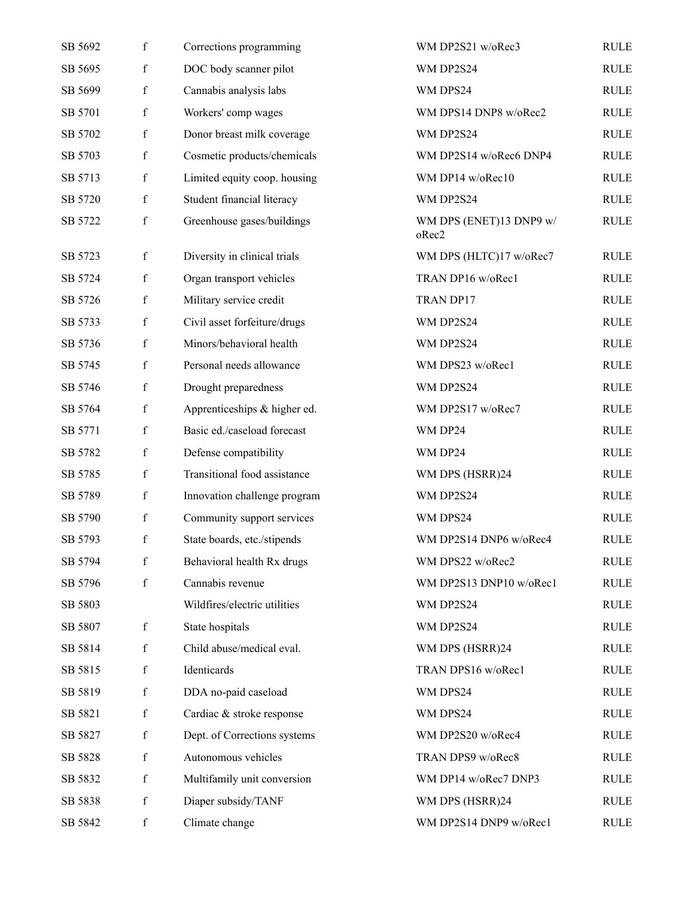| | | | | |
|---|---|---|---|---|
| SB 5692 | f | Corrections programming | WM DP2S21 w/oRec3 | RULE |
| SB 5695 | f | DOC body scanner pilot | WM DP2S24 | RULE |
| SB 5699 | f | Cannabis analysis labs | WM DPS24 | RULE |
| SB 5701 | f | Workers' comp wages | WM DPS14 DNP8 w/oRec2 | RULE |
| SB 5702 | f | Donor breast milk coverage | WM DP2S24 | RULE |
| SB 5703 | f | Cosmetic products/chemicals | WM DP2S14 w/oRec6 DNP4 | RULE |
| SB 5713 | f | Limited equity coop. housing | WM DP14 w/oRec10 | RULE |
| SB 5720 | f | Student financial literacy | WM DP2S24 | RULE |
| SB 5722 | f | Greenhouse gases/buildings | WM DPS (ENET)13 DNP9 w/oRec2 | RULE |
| SB 5723 | f | Diversity in clinical trials | WM DPS (HLTC)17 w/oRec7 | RULE |
| SB 5724 | f | Organ transport vehicles | TRAN DP16 w/oRec1 | RULE |
| SB 5726 | f | Military service credit | TRAN DP17 | RULE |
| SB 5733 | f | Civil asset forfeiture/drugs | WM DP2S24 | RULE |
| SB 5736 | f | Minors/behavioral health | WM DP2S24 | RULE |
| SB 5745 | f | Personal needs allowance | WM DPS23 w/oRec1 | RULE |
| SB 5746 | f | Drought preparedness | WM DP2S24 | RULE |
| SB 5764 | f | Apprenticeships & higher ed. | WM DP2S17 w/oRec7 | RULE |
| SB 5771 | f | Basic ed./caseload forecast | WM DP24 | RULE |
| SB 5782 | f | Defense compatibility | WM DP24 | RULE |
| SB 5785 | f | Transitional food assistance | WM DPS (HSRR)24 | RULE |
| SB 5789 | f | Innovation challenge program | WM DP2S24 | RULE |
| SB 5790 | f | Community support services | WM DPS24 | RULE |
| SB 5793 | f | State boards, etc./stipends | WM DP2S14 DNP6 w/oRec4 | RULE |
| SB 5794 | f | Behavioral health Rx drugs | WM DPS22 w/oRec2 | RULE |
| SB 5796 | f | Cannabis revenue | WM DP2S13 DNP10 w/oRec1 | RULE |
| SB 5803 | | Wildfires/electric utilities | WM DP2S24 | RULE |
| SB 5807 | f | State hospitals | WM DP2S24 | RULE |
| SB 5814 | f | Child abuse/medical eval. | WM DPS (HSRR)24 | RULE |
| SB 5815 | f | Identicards | TRAN DPS16 w/oRec1 | RULE |
| SB 5819 | f | DDA no-paid caseload | WM DPS24 | RULE |
| SB 5821 | f | Cardiac & stroke response | WM DPS24 | RULE |
| SB 5827 | f | Dept. of Corrections systems | WM DP2S20 w/oRec4 | RULE |
| SB 5828 | f | Autonomous vehicles | TRAN DPS9 w/oRec8 | RULE |
| SB 5832 | f | Multifamily unit conversion | WM DP14 w/oRec7 DNP3 | RULE |
| SB 5838 | f | Diaper subsidy/TANF | WM DPS (HSRR)24 | RULE |
| SB 5842 | f | Climate change | WM DP2S14 DNP9 w/oRec1 | RULE |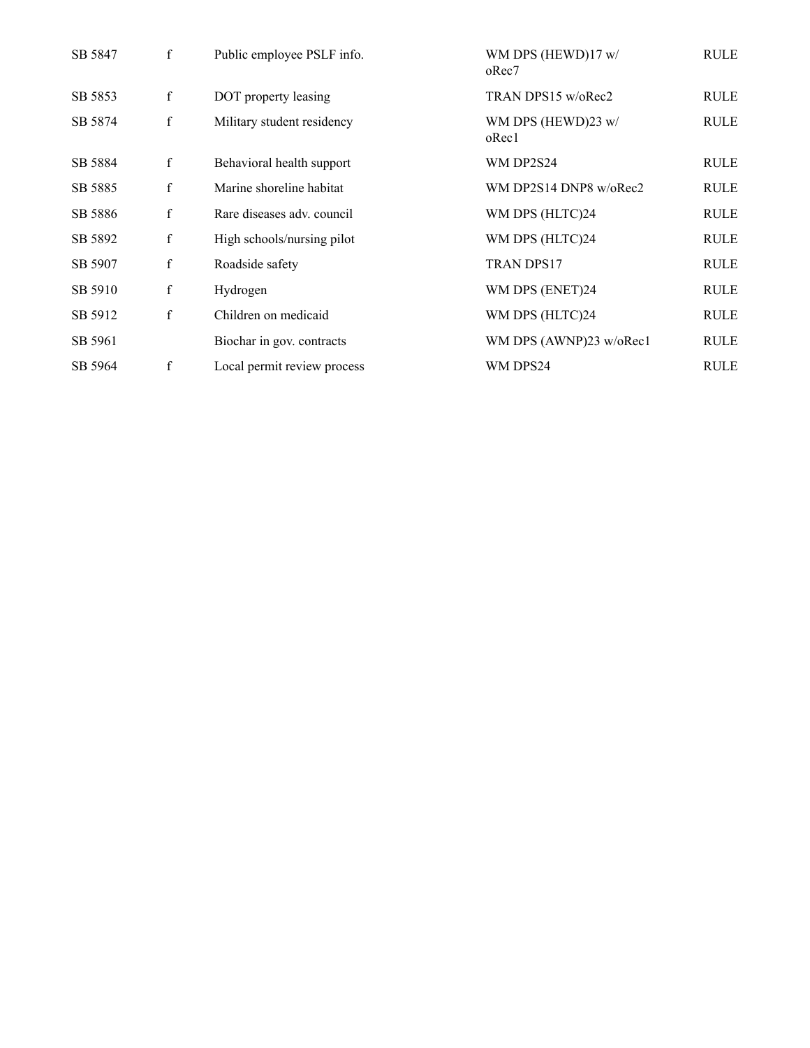| | | | | |
|---|---|---|---|---|
| SB 5847 | f | Public employee PSLF info. | WM DPS (HEWD)17 w/ oRec7 | RULE |
| SB 5853 | f | DOT property leasing | TRAN DPS15 w/oRec2 | RULE |
| SB 5874 | f | Military student residency | WM DPS (HEWD)23 w/ oRec1 | RULE |
| SB 5884 | f | Behavioral health support | WM DP2S24 | RULE |
| SB 5885 | f | Marine shoreline habitat | WM DP2S14 DNP8 w/oRec2 | RULE |
| SB 5886 | f | Rare diseases adv. council | WM DPS (HLTC)24 | RULE |
| SB 5892 | f | High schools/nursing pilot | WM DPS (HLTC)24 | RULE |
| SB 5907 | f | Roadside safety | TRAN DPS17 | RULE |
| SB 5910 | f | Hydrogen | WM DPS (ENET)24 | RULE |
| SB 5912 | f | Children on medicaid | WM DPS (HLTC)24 | RULE |
| SB 5961 | | Biochar in gov. contracts | WM DPS (AWNP)23 w/oRec1 | RULE |
| SB 5964 | f | Local permit review process | WM DPS24 | RULE |